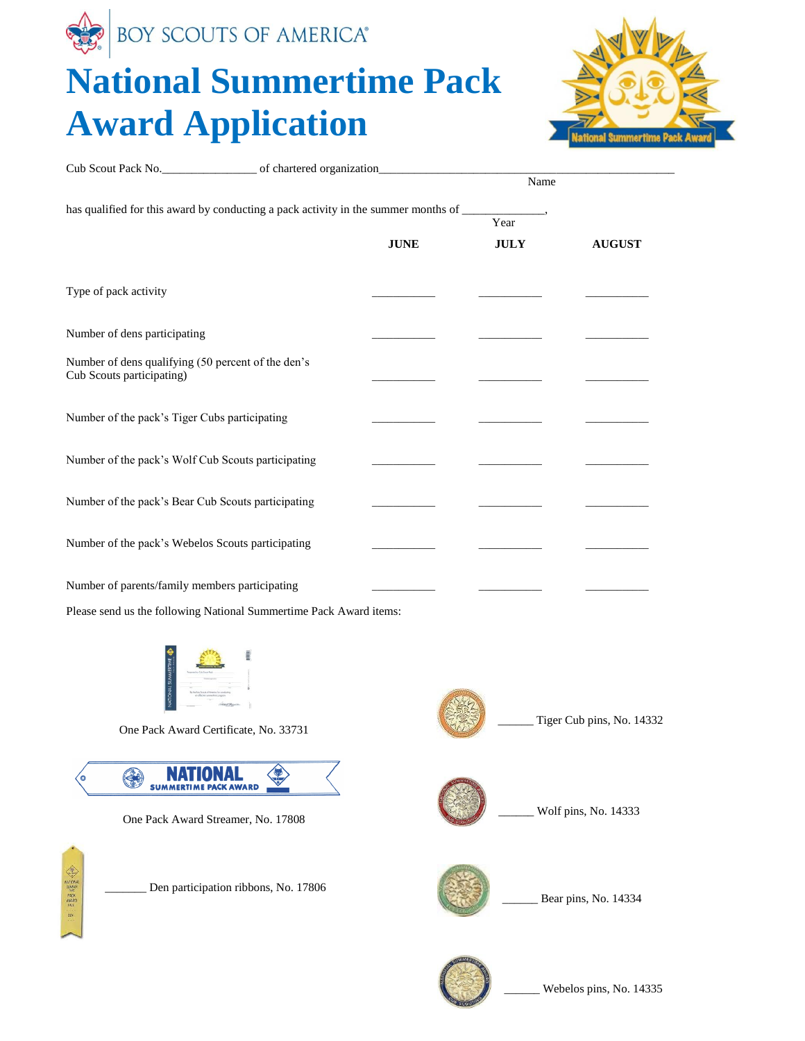BOY SCOUTS OF AMERICA®

# National Summertime Pack Award Application

Cub Scout Pack No.________________ of chartered organization_____________________________________________________
Name

has qualified for this award by conducting a pack activity in the summer months of ______________,
Year

| | JUNE | JULY | AUGUST |
|---|---|---|---|
| Type of pack activity | __________ | __________ | __________ |
| Number of dens participating | __________ | __________ | __________ |
| Number of dens qualifying (50 percent of the den's Cub Scouts participating) | __________ | __________ | __________ |
| Number of the pack's Tiger Cubs participating | __________ | __________ | __________ |
| Number of the pack's Wolf Cub Scouts participating | __________ | __________ | __________ |
| Number of the pack's Bear Cub Scouts participating | __________ | __________ | __________ |
| Number of the pack's Webelos Scouts participating | __________ | __________ | __________ |
| Number of parents/family members participating | __________ | __________ | __________ |

Please send us the following National Summertime Pack Award items:

One Pack Award Certificate, No. 33731

One Pack Award Streamer, No. 17808

_______ Den participation ribbons, No. 17806

______ Tiger Cub pins, No. 14332

______ Wolf pins, No. 14333

______ Bear pins, No. 14334

______ Webelos pins, No. 14335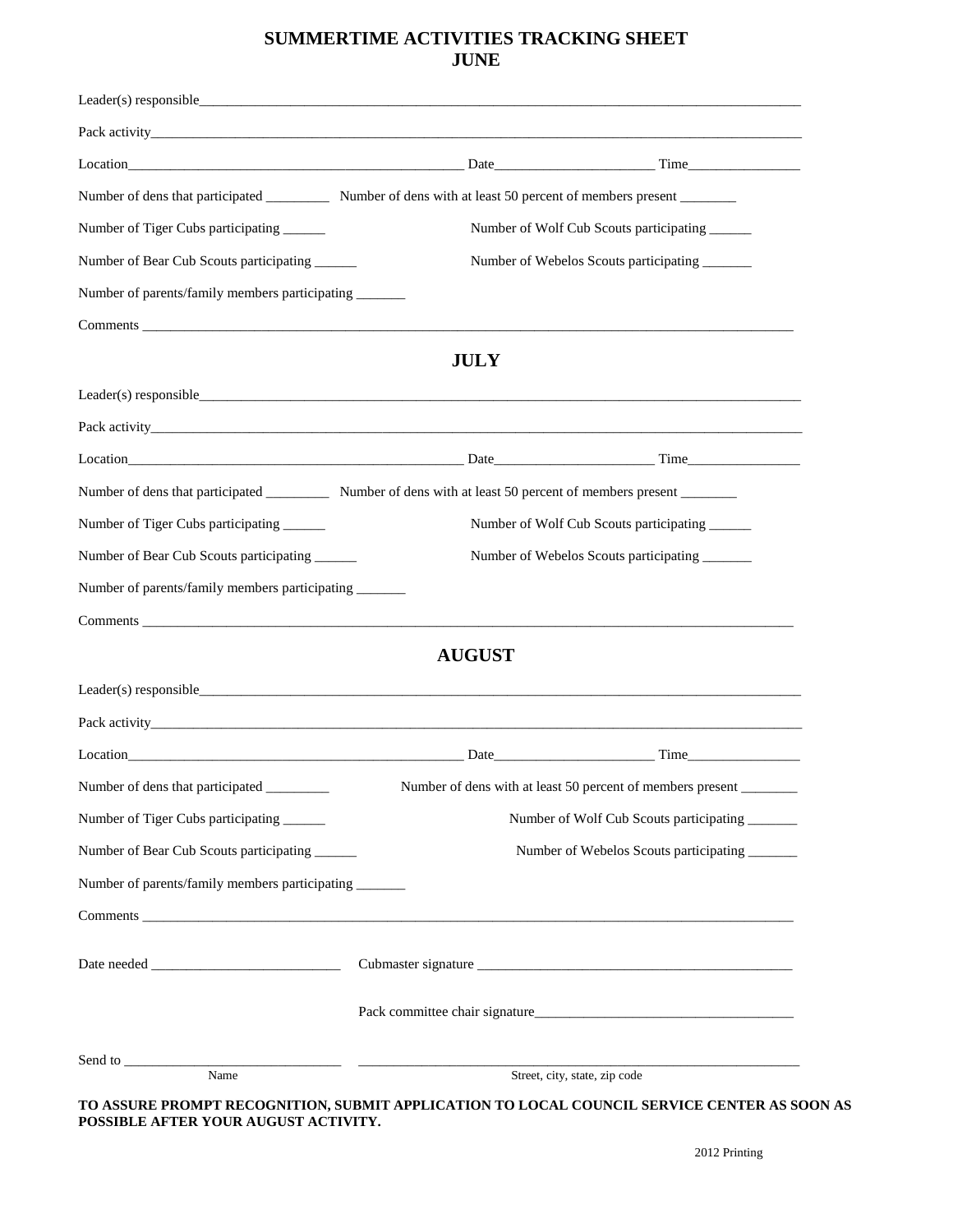# SUMMERTIME ACTIVITIES TRACKING SHEET

## JUNE

Leader(s) responsible_______________________________________________________________________________

Pack activity_______________________________________________________________________________

Location_______________________________________________ Date______________________ Time________________

Number of dens that participated _________ Number of dens with at least 50 percent of members present ________

Number of Tiger Cubs participating ______ Number of Wolf Cub Scouts participating ______

Number of Bear Cub Scouts participating ______ Number of Webelos Scouts participating _______

Number of parents/family members participating _______

Comments ___________________________________________________________________________________

## JULY

Leader(s) responsible_______________________________________________________________________________

Pack activity_______________________________________________________________________________

Location_______________________________________________ Date______________________ Time________________

Number of dens that participated _________ Number of dens with at least 50 percent of members present ________

Number of Tiger Cubs participating ______ Number of Wolf Cub Scouts participating ______

Number of Bear Cub Scouts participating ______ Number of Webelos Scouts participating _______

Number of parents/family members participating _______

Comments ___________________________________________________________________________________

## AUGUST

Leader(s) responsible_______________________________________________________________________________

Pack activity_______________________________________________________________________________

Location_______________________________________________ Date______________________ Time________________

Number of dens that participated _________ Number of dens with at least 50 percent of members present ________

Number of Tiger Cubs participating ______ Number of Wolf Cub Scouts participating _______

Number of Bear Cub Scouts participating ______ Number of Webelos Scouts participating _______

Number of parents/family members participating _______

Comments ___________________________________________________________________________________

Date needed ___________________________ Cubmaster signature _____________________________________________

Pack committee chair signature____________________________________

Send to ______________________________ ______________________________________________________________

Name Street, city, state, zip code

**TO ASSURE PROMPT RECOGNITION, SUBMIT APPLICATION TO LOCAL COUNCIL SERVICE CENTER AS SOON AS POSSIBLE AFTER YOUR AUGUST ACTIVITY.**

2012 Printing